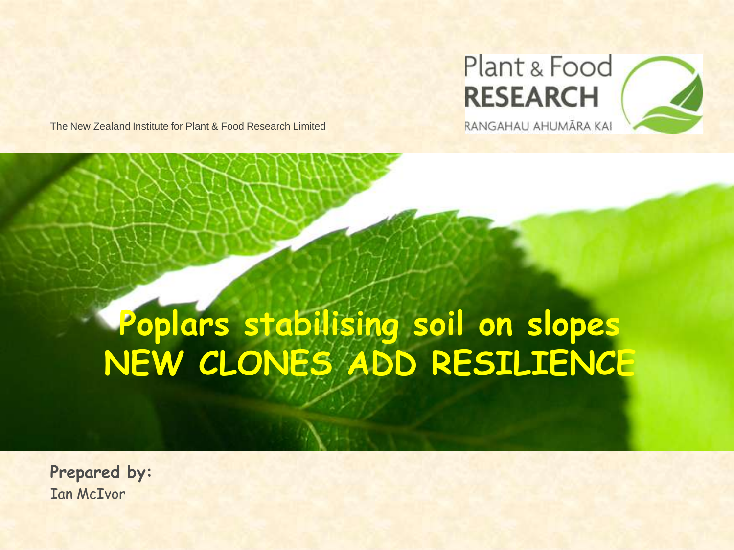The New Zealand Institute for Plant & Food Research Limited

Plant & Food RESEARCH

RANGAHAU AHUMĀRA KAI

# Poplars stabilising soil on slopes NEW CLONES ADD RESILIENCE

**Prepared by:**

Ian McIvor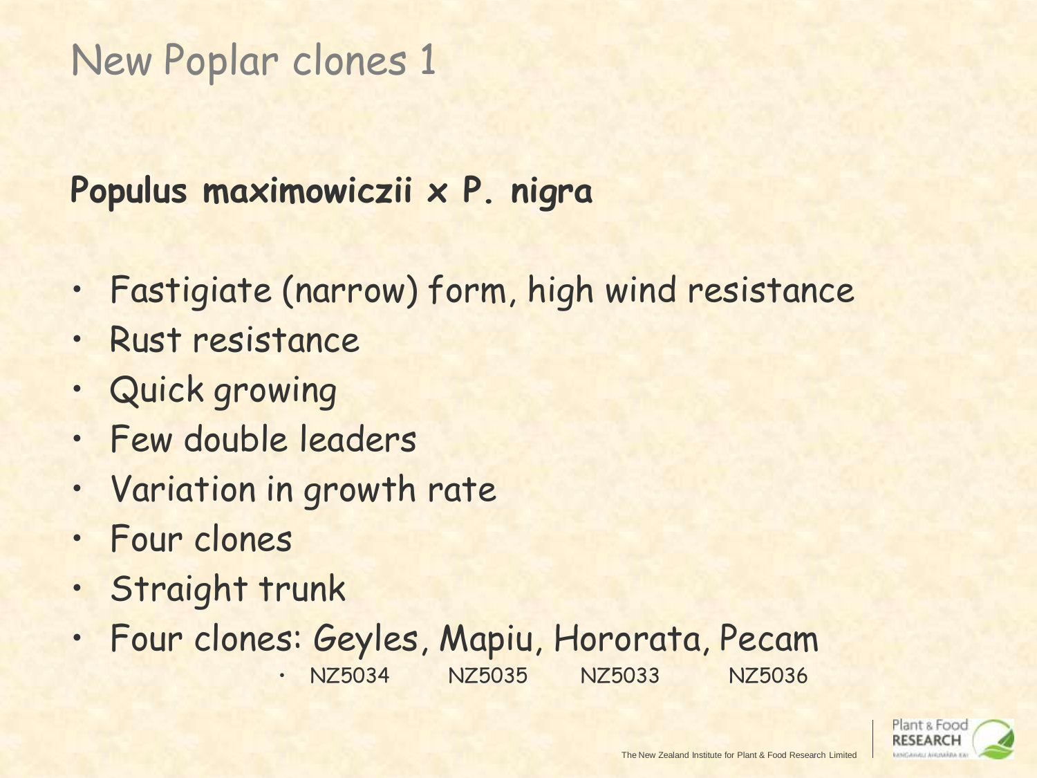# New Poplar clones 1

**Populus maximowiczii x P. nigra**

- Fastigiate (narrow) form, high wind resistance
- Rust resistance
- Quick growing
- Few double leaders
- Variation in growth rate
- Four clones
- Straight trunk
- Four clones: Geyles, Mapiu, Hororata, Pecam
  - NZ5034 NZ5035 NZ5033 NZ5036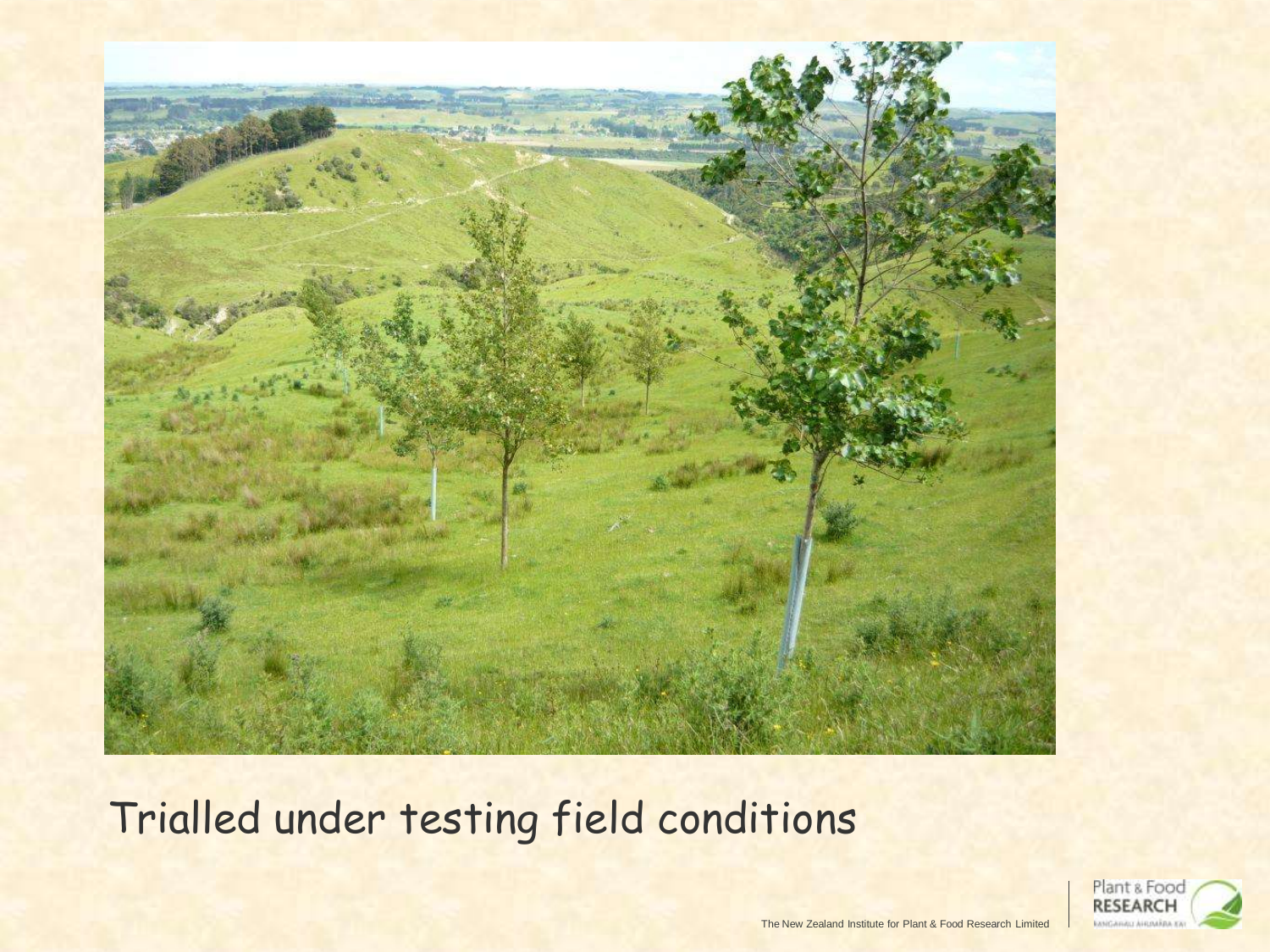Trialled under testing field conditions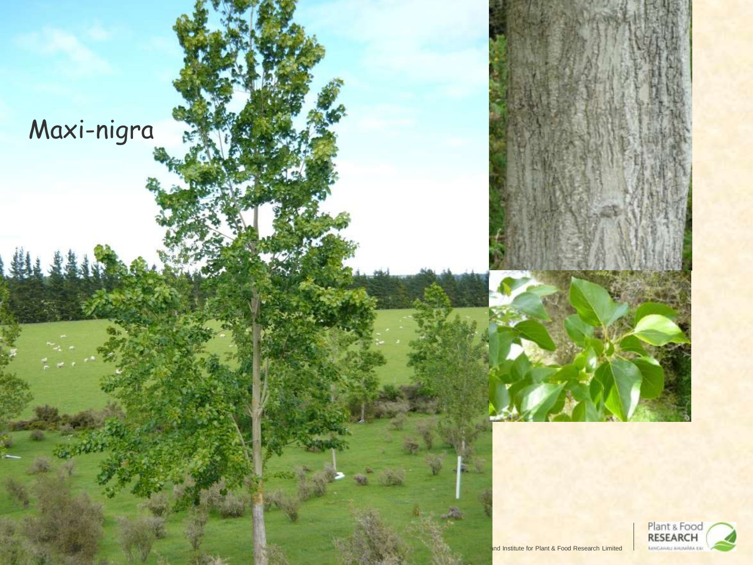# Maxi-nigra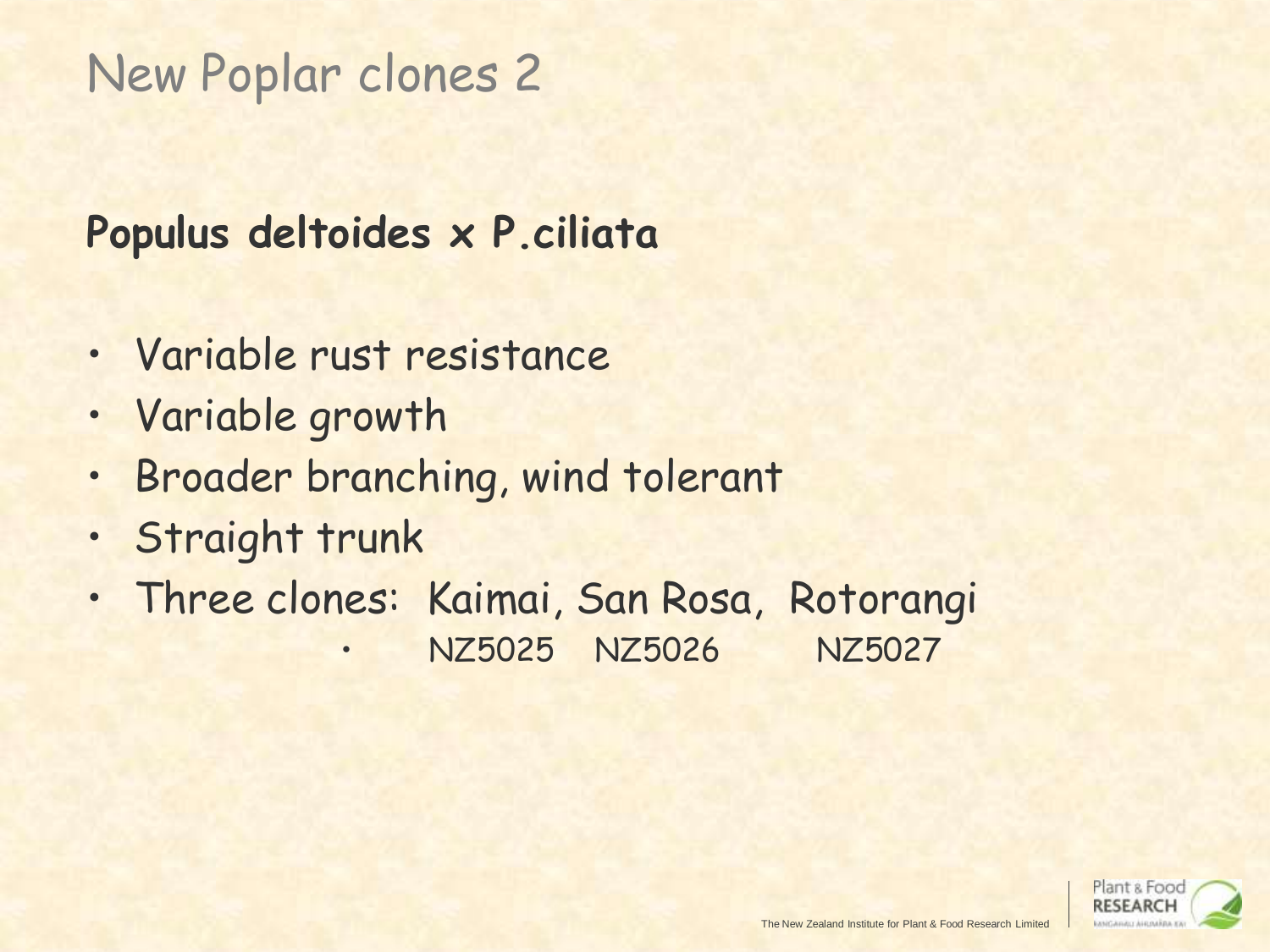# New Poplar clones 2

**Populus deltoides x P.ciliata**

- Variable rust resistance
- Variable growth
- Broader branching, wind tolerant
- Straight trunk
- Three clones: Kaimai, San Rosa, Rotorangi
  - NZ5025 NZ5026 NZ5027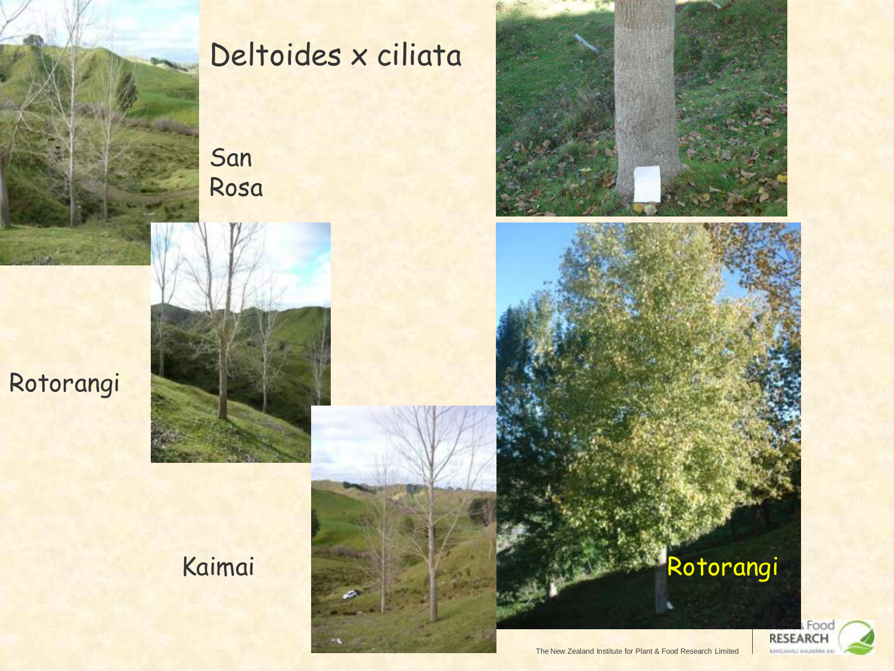# Deltoides x ciliata

San Rosa

Rotorangi

Kaimai

Rotorangi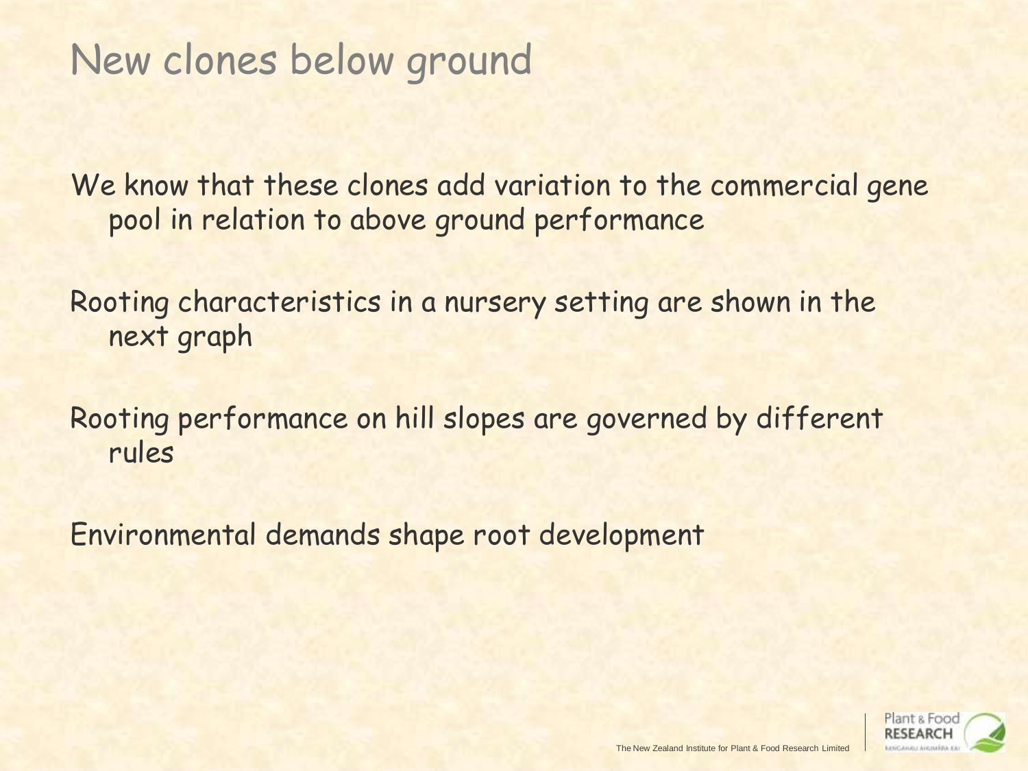# New clones below ground

We know that these clones add variation to the commercial gene pool in relation to above ground performance

Rooting characteristics in a nursery setting are shown in the next graph

Rooting performance on hill slopes are governed by different rules

Environmental demands shape root development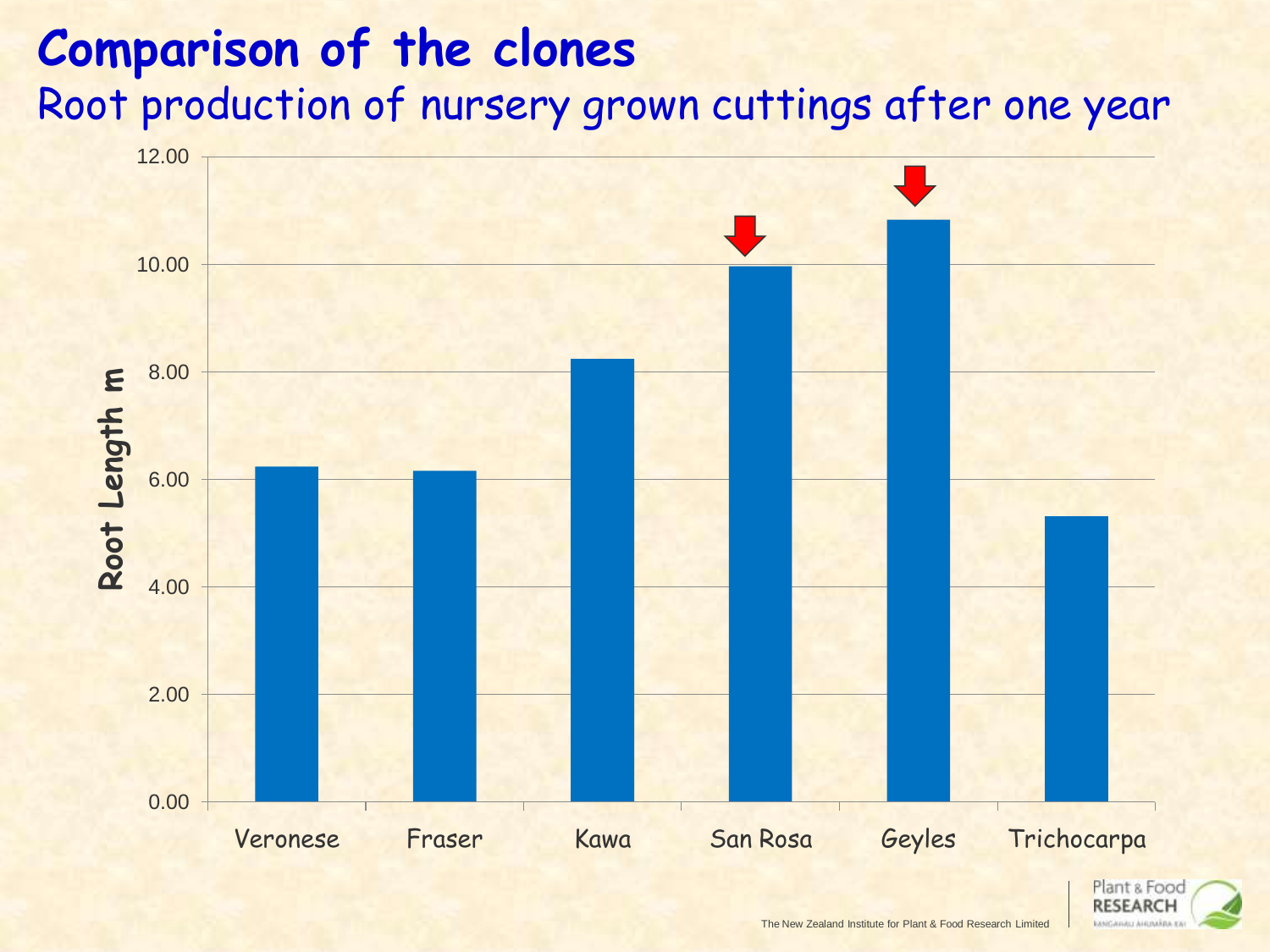# Comparison of the clones

## Root production of nursery grown cuttings after one year

| Clone | Root Length m |
|---|---|
| Veronese | 6.24 |
| Fraser | 6.16 |
| Kawa | 8.24 |
| San Rosa | 9.97 |
| Geyles | 10.83 |
| Trichocarpa | 5.31 |

The New Zealand Institute for Plant & Food Research Limited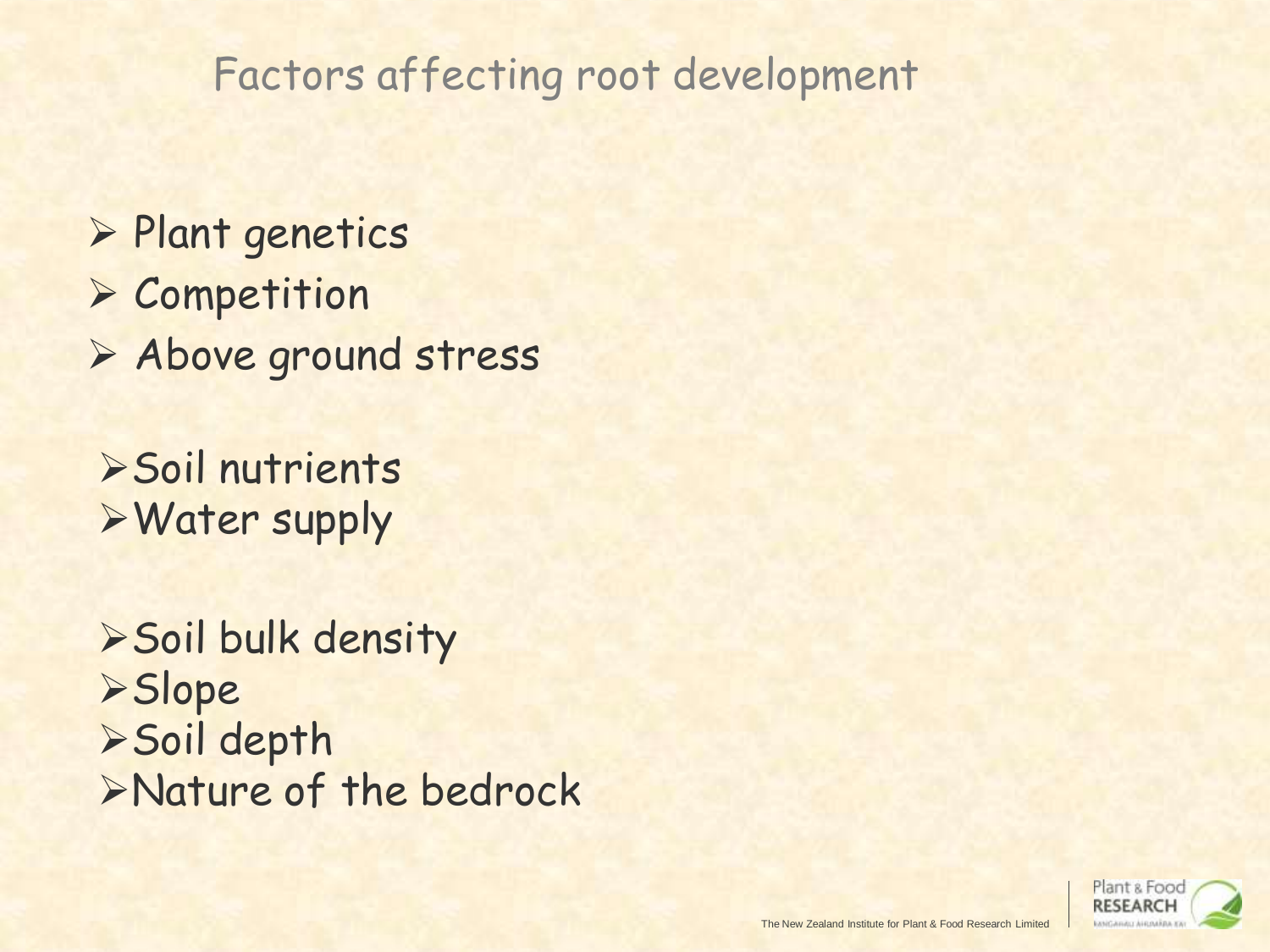# Factors affecting root development

- Plant genetics
- Competition
- Above ground stress

- Soil nutrients
- Water supply

- Soil bulk density
- Slope
- Soil depth
- Nature of the bedrock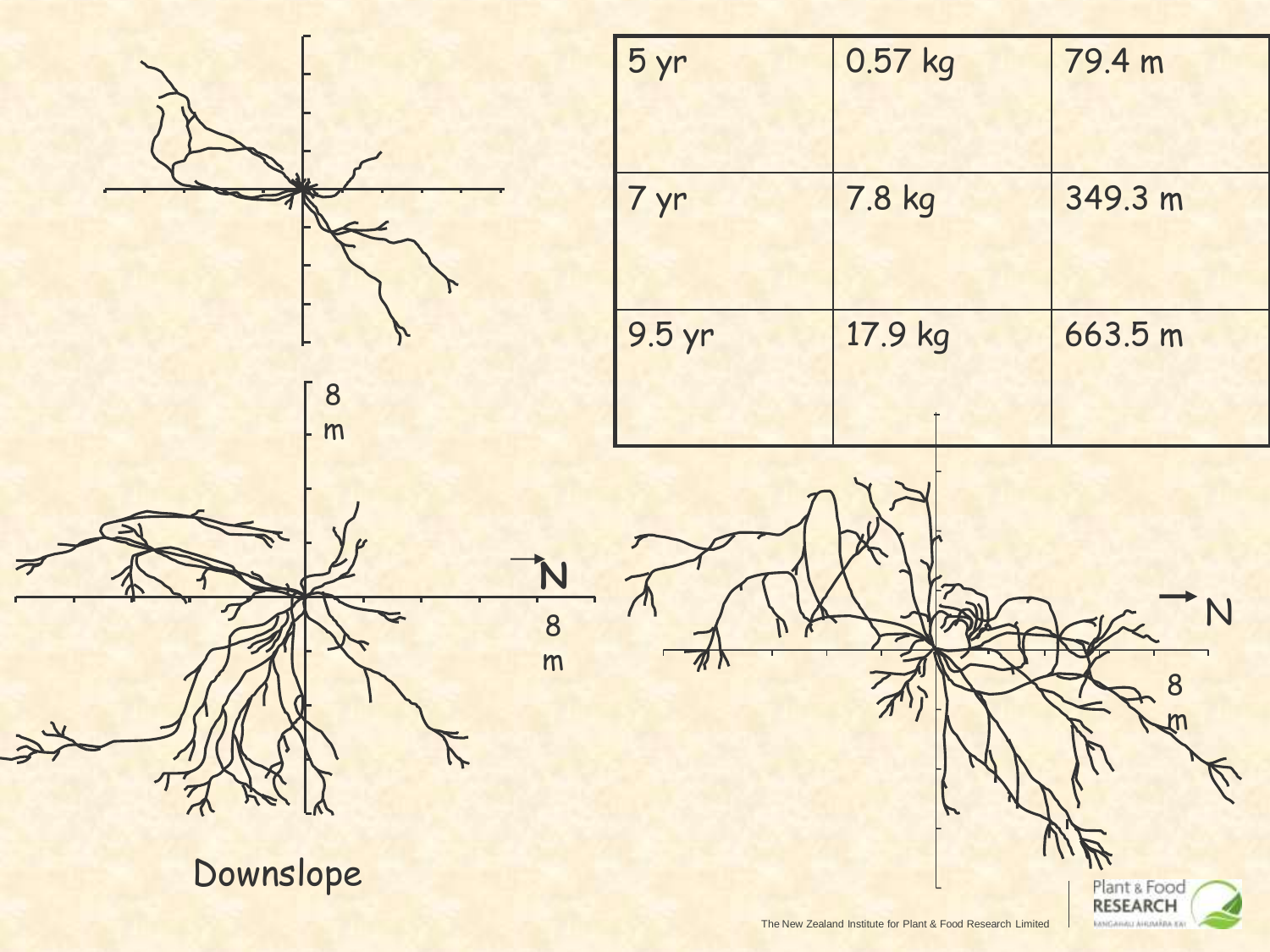| 5 yr | 0.57 kg | 79.4 m |
| --- | --- | --- |
| 7 yr | 7.8 kg | 349.3 m |
| 9.5 yr | 17.9 kg | 663.5 m |

8 m

N

8 m

Downslope

N

8 m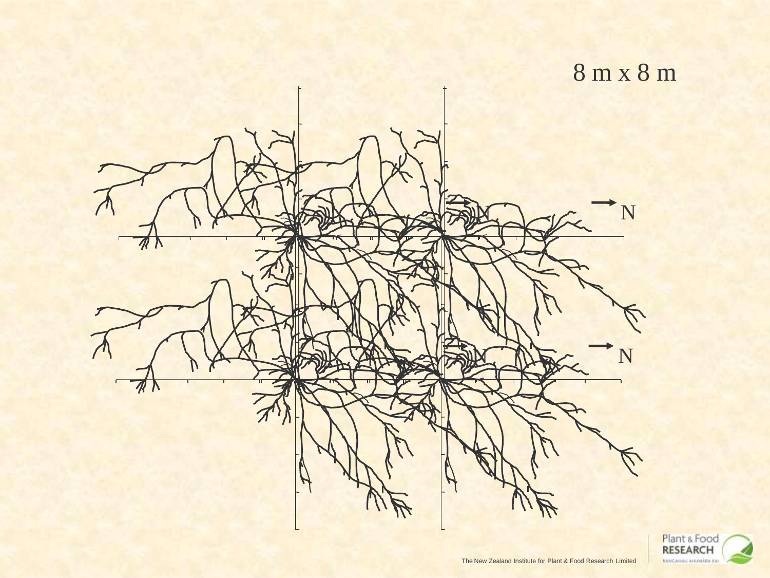8 m x 8 m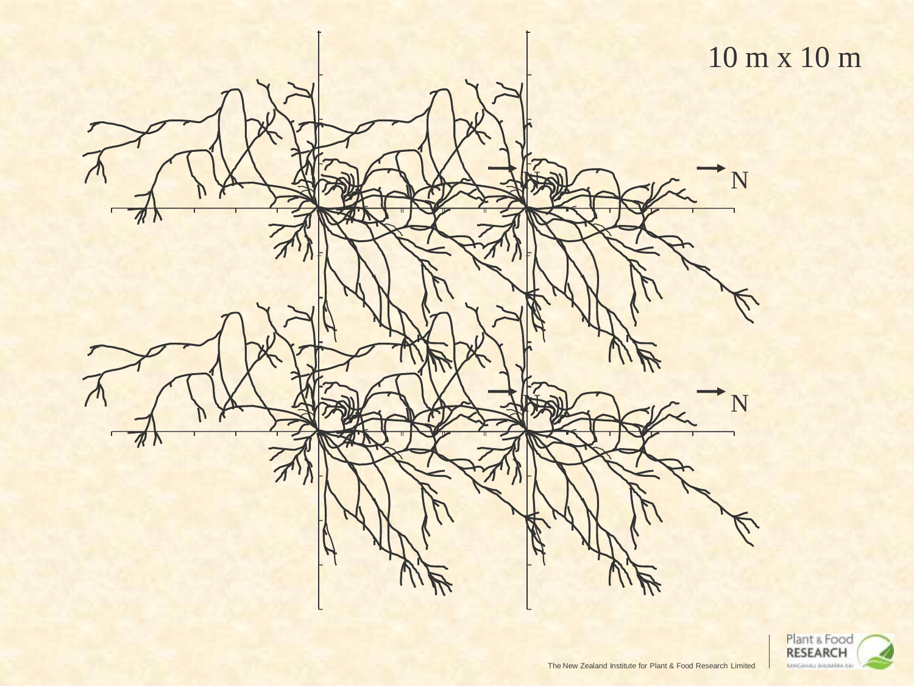10 m x 10 m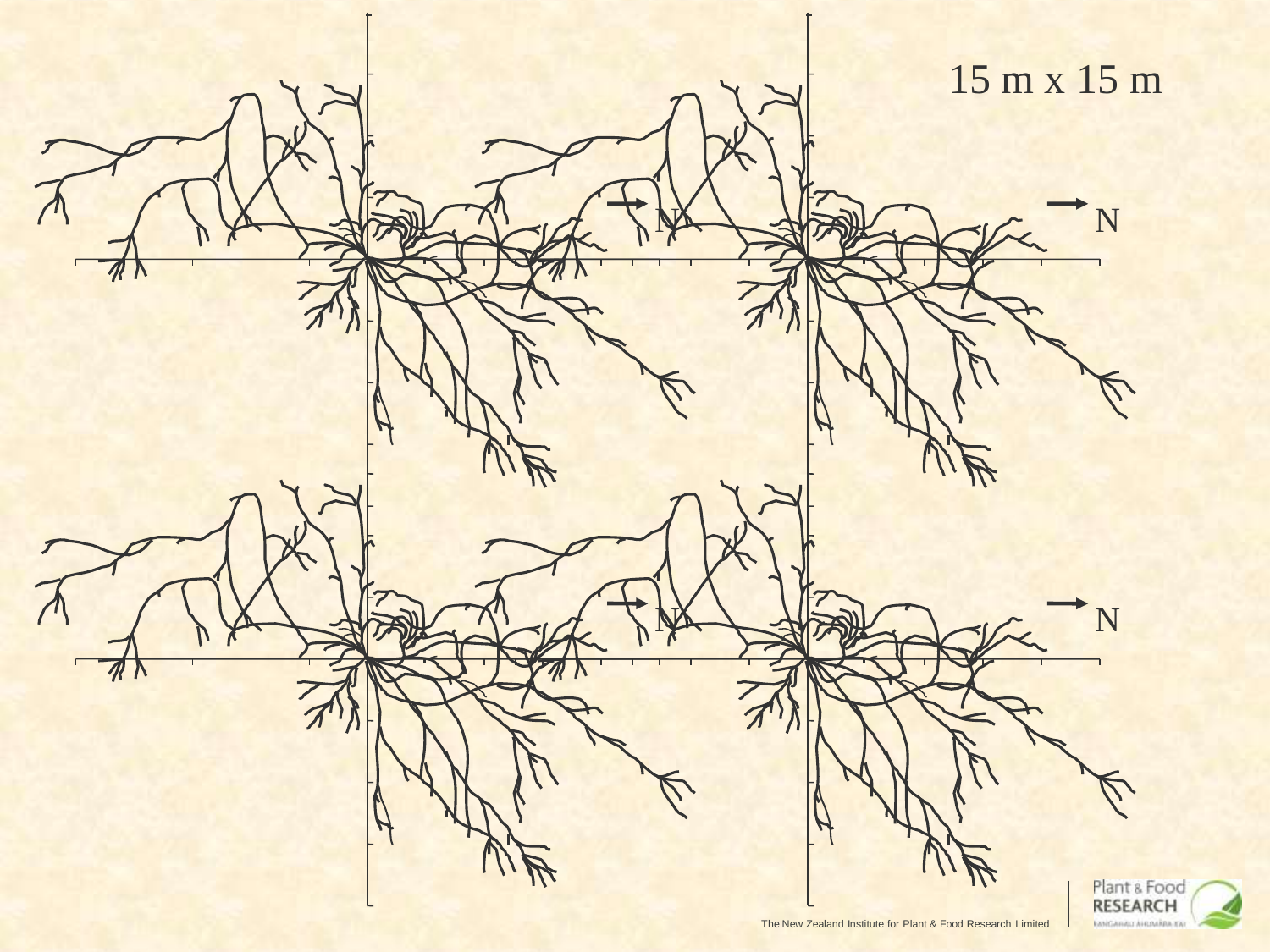15 m x 15 m

N

N

N

N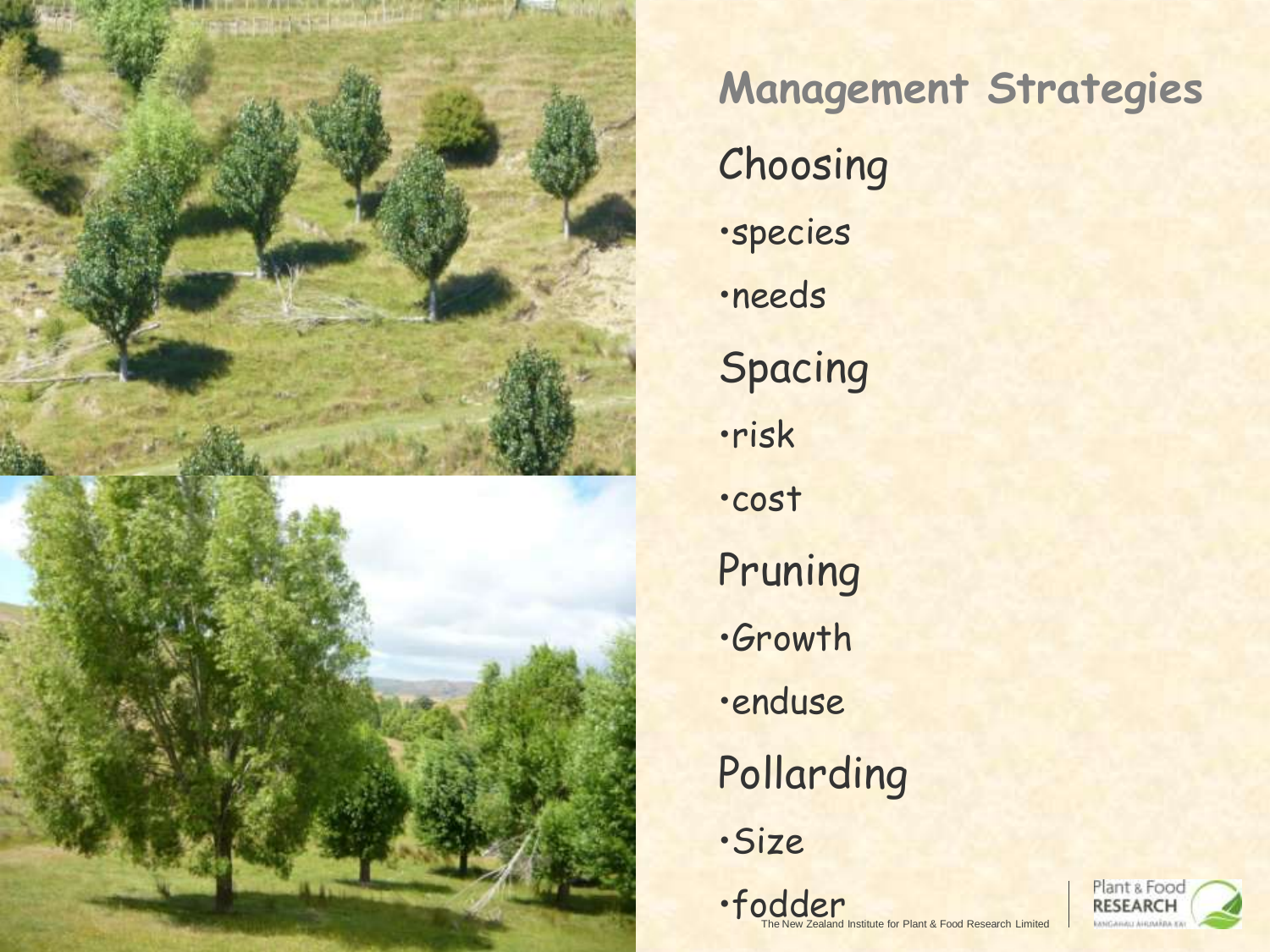## Management Strategies

Choosing

- species
- needs

Spacing

- risk
- cost

Pruning

- Growth
- enduse

Pollarding

- Size
- fodder